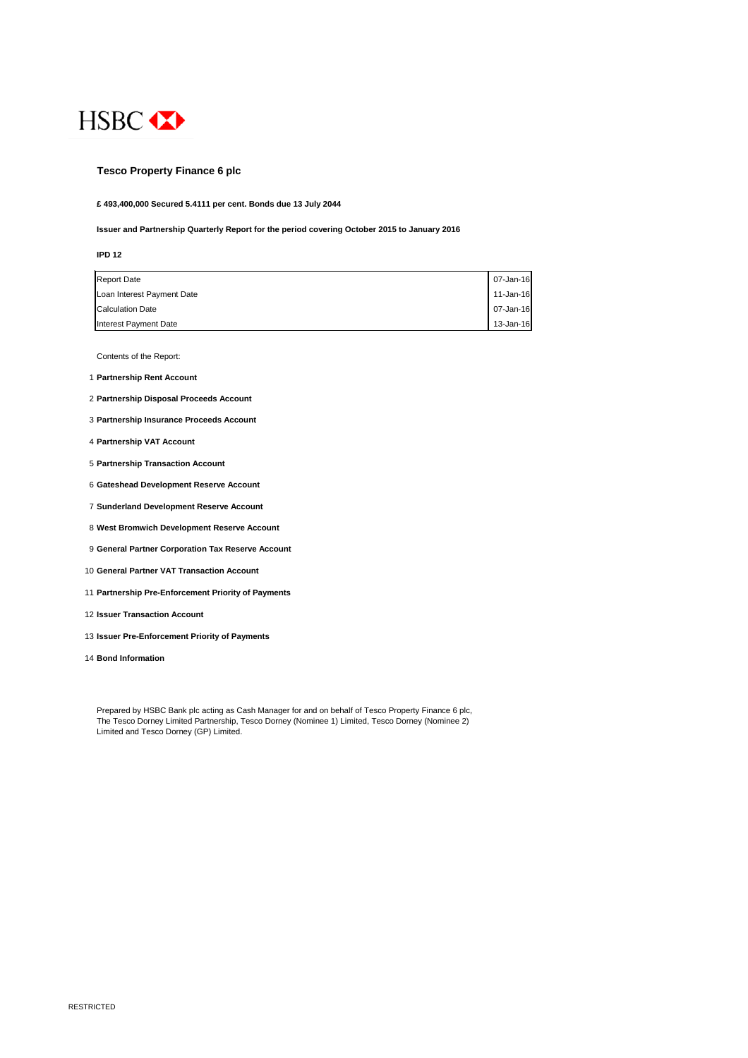HSBC

# Tesco Property Finance 6 plc

**£ 493,400,000 Secured 5.4111 per cent. Bonds due 13 July 2044**

**Issuer and Partnership Quarterly Report for the period covering October 2015 to January 2016**

**IPD 12**

| | |
|---|---|
| Report Date | 07-Jan-16 |
| Loan Interest Payment Date | 11-Jan-16 |
| Calculation Date | 07-Jan-16 |
| Interest Payment Date | 13-Jan-16 |

Contents of the Report:

1. **Partnership Rent Account**
2. **Partnership Disposal Proceeds Account**
3. **Partnership Insurance Proceeds Account**
4. **Partnership VAT Account**
5. **Partnership Transaction Account**
6. **Gateshead Development Reserve Account**
7. **Sunderland Development Reserve Account**
8. **West Bromwich Development Reserve Account**
9. **General Partner Corporation Tax Reserve Account**
10. **General Partner VAT Transaction Account**
11. **Partnership Pre-Enforcement Priority of Payments**
12. **Issuer Transaction Account**
13. **Issuer Pre-Enforcement Priority of Payments**
14. **Bond Information**

Prepared by HSBC Bank plc acting as Cash Manager for and on behalf of Tesco Property Finance 6 plc, The Tesco Dorney Limited Partnership, Tesco Dorney (Nominee 1) Limited, Tesco Dorney (Nominee 2) Limited and Tesco Dorney (GP) Limited.

RESTRICTED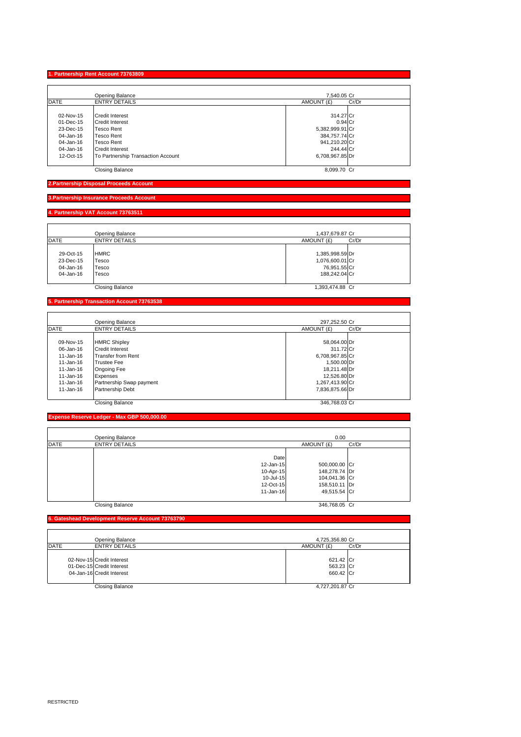## 1. Partnership Rent Account 73763809

| DATE | ENTRY DETAILS | AMOUNT (£) | Cr/Dr |
|---|---|---|---|
| | Opening Balance | 7,540.05 | Cr |
| 02-Nov-15 | Credit Interest | 314.27 | Cr |
| 01-Dec-15 | Credit Interest | 0.94 | Cr |
| 23-Dec-15 | Tesco Rent | 5,382,999.91 | Cr |
| 04-Jan-16 | Tesco Rent | 384,757.74 | Cr |
| 04-Jan-16 | Tesco Rent | 941,210.20 | Cr |
| 04-Jan-16 | Credit Interest | 244.44 | Cr |
| 12-Oct-15 | To Partnership Transaction Account | 6,708,967.85 | Dr |
| | Closing Balance | 8,099.70 | Cr |

## 2.Partnership Disposal Proceeds Account

## 3.Partnership Insurance Proceeds Account

## 4. Partnership VAT Account 73763511

| DATE | ENTRY DETAILS | AMOUNT (£) | Cr/Dr |
|---|---|---|---|
| | Opening Balance | 1,437,679.87 | Cr |
| 29-Oct-15 | HMRC | 1,385,998.59 | Dr |
| 23-Dec-15 | Tesco | 1,076,600.01 | Cr |
| 04-Jan-16 | Tesco | 76,951.55 | Cr |
| 04-Jan-16 | Tesco | 188,242.04 | Cr |
| | Closing Balance | 1,393,474.88 | Cr |

## 5. Partnership Transaction Account 73763538

| DATE | ENTRY DETAILS | AMOUNT (£) | Cr/Dr |
|---|---|---|---|
| | Opening Balance | 297,252.50 | Cr |
| 09-Nov-15 | HMRC Shipley | 58,064.00 | Dr |
| 06-Jan-16 | Credit Interest | 311.72 | Cr |
| 11-Jan-16 | Transfer from Rent | 6,708,967.85 | Cr |
| 11-Jan-16 | Trustee Fee | 1,500.00 | Dr |
| 11-Jan-16 | Ongoing Fee | 18,211.48 | Dr |
| 11-Jan-16 | Expenses | 12,526.80 | Dr |
| 11-Jan-16 | Partnership Swap payment | 1,267,413.90 | Cr |
| 11-Jan-16 | Partnership Debt | 7,836,875.66 | Dr |
| | Closing Balance | 346,768.03 | Cr |

## Expense Reserve Ledger - Max GBP 500,000.00

| DATE | ENTRY DETAILS | | AMOUNT (£) | Cr/Dr |
|---|---|---|---|---|
| | Opening Balance | | 0.00 | |
| | | Date | | |
| | | 12-Jan-15 | 500,000.00 | Cr |
| | | 10-Apr-15 | 148,278.74 | Dr |
| | | 10-Jul-15 | 104,041.36 | Cr |
| | | 12-Oct-15 | 158,510.11 | Dr |
| | | 11-Jan-16 | 49,515.54 | Cr |
| | Closing Balance | | 346,768.05 | Cr |

## 6. Gateshead Development Reserve Account 73763790

| DATE | ENTRY DETAILS | AMOUNT (£) | Cr/Dr |
|---|---|---|---|
| | Opening Balance | 4,725,356.80 | Cr |
| 02-Nov-15 | Credit Interest | 621.42 | Cr |
| 01-Dec-15 | Credit Interest | 563.23 | Cr |
| 04-Jan-16 | Credit Interest | 660.42 | Cr |
| | Closing Balance | 4,727,201.87 | Cr |

RESTRICTED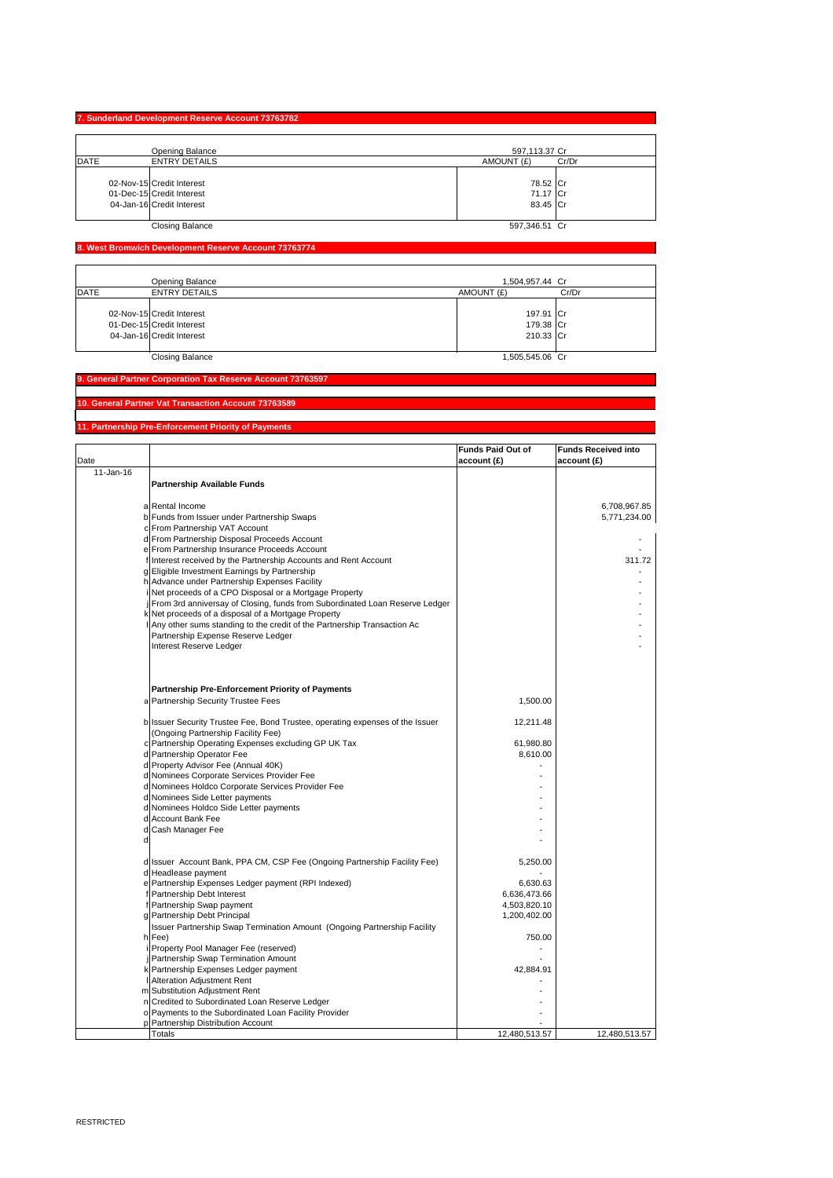## 7. Sunderland Development Reserve Account 73763782

| DATE | Opening Balance / ENTRY DETAILS | AMOUNT (£) | Cr/Dr |
|---|---|---|---|
| | Opening Balance | 597,113.37 | Cr |
| 02-Nov-15 | Credit Interest | 78.52 | Cr |
| 01-Dec-15 | Credit Interest | 71.17 | Cr |
| 04-Jan-16 | Credit Interest | 83.45 | Cr |
| | Closing Balance | 597,346.51 | Cr |

## 8. West Bromwich Development Reserve Account 73763774

| DATE | Opening Balance / ENTRY DETAILS | AMOUNT (£) | Cr/Dr |
|---|---|---|---|
| | Opening Balance | 1,504,957.44 | Cr |
| 02-Nov-15 | Credit Interest | 197.91 | Cr |
| 01-Dec-15 | Credit Interest | 179.38 | Cr |
| 04-Jan-16 | Credit Interest | 210.33 | Cr |
| | Closing Balance | 1,505,545.06 | Cr |

## 9. General Partner Corporation Tax Reserve Account 73763597

## 10. General Partner Vat Transaction Account 73763589

## 11. Partnership Pre-Enforcement Priority of Payments

| Date | | Funds Paid Out of account (£) | Funds Received into account (£) |
|---|---|---|---|
| 11-Jan-16 | **Partnership Available Funds** | | |
| a | Rental Income | | 6,708,967.85 |
| b | Funds from Issuer under Partnership Swaps | | 5,771,234.00 |
| c | From Partnership VAT Account | | |
| d | From Partnership Disposal Proceeds Account | | - |
| e | From Partnership Insurance Proceeds Account | | - |
| f | Interest received by the Partnership Accounts and Rent Account | | 311.72 |
| g | Eligible Investment Earnings by Partnership | | - |
| h | Advance under Partnership Expenses Facility | | - |
| i | Net proceeds of a CPO Disposal or a Mortgage Property | | - |
| j | From 3rd anniversary of Closing, funds from Subordinated Loan Reserve Ledger | | - |
| k | Net proceeds of a disposal of a Mortgage Property | | - |
| l | Any other sums standing to the credit of the Partnership Transaction Ac | | - |
| | Partnership Expense Reserve Ledger | | - |
| | Interest Reserve Ledger | | - |
| | **Partnership Pre-Enforcement Priority of Payments** | | |
| a | Partnership Security Trustee Fees | 1,500.00 | |
| b | Issuer Security Trustee Fee, Bond Trustee, operating expenses of the Issuer (Ongoing Partnership Facility Fee) | 12,211.48 | |
| c | Partnership Operating Expenses excluding GP UK Tax | 61,980.80 | |
| d | Partnership Operator Fee | 8,610.00 | |
| d | Property Advisor Fee (Annual 40K) | - | |
| d | Nominees Corporate Services Provider Fee | - | |
| d | Nominees Holdco Corporate Services Provider Fee | - | |
| d | Nominees Side Letter payments | - | |
| d | Nominees Holdco Side Letter payments | - | |
| d | Account Bank Fee | - | |
| d | Cash Manager Fee | - | |
| d | | - | |
| d | Issuer Account Bank, PPA CM, CSP Fee (Ongoing Partnership Facility Fee) | 5,250.00 | |
| d | Headlease payment | - | |
| e | Partnership Expenses Ledger payment (RPI Indexed) | 6,630.63 | |
| f | Partnership Debt Interest | 6,636,473.66 | |
| f | Partnership Swap payment | 4,503,820.10 | |
| g | Partnership Debt Principal | 1,200,402.00 | |
| h | Issuer Partnership Swap Termination Amount (Ongoing Partnership Facility Fee) | 750.00 | |
| i | Property Pool Manager Fee (reserved) | - | |
| j | Partnership Swap Termination Amount | - | |
| k | Partnership Expenses Ledger payment | 42,884.91 | |
| l | Alteration Adjustment Rent | - | |
| m | Substitution Adjustment Rent | - | |
| n | Credited to Subordinated Loan Reserve Ledger | - | |
| o | Payments to the Subordinated Loan Facility Provider | - | |
| p | Partnership Distribution Account | - | |
| | Totals | 12,480,513.57 | 12,480,513.57 |

RESTRICTED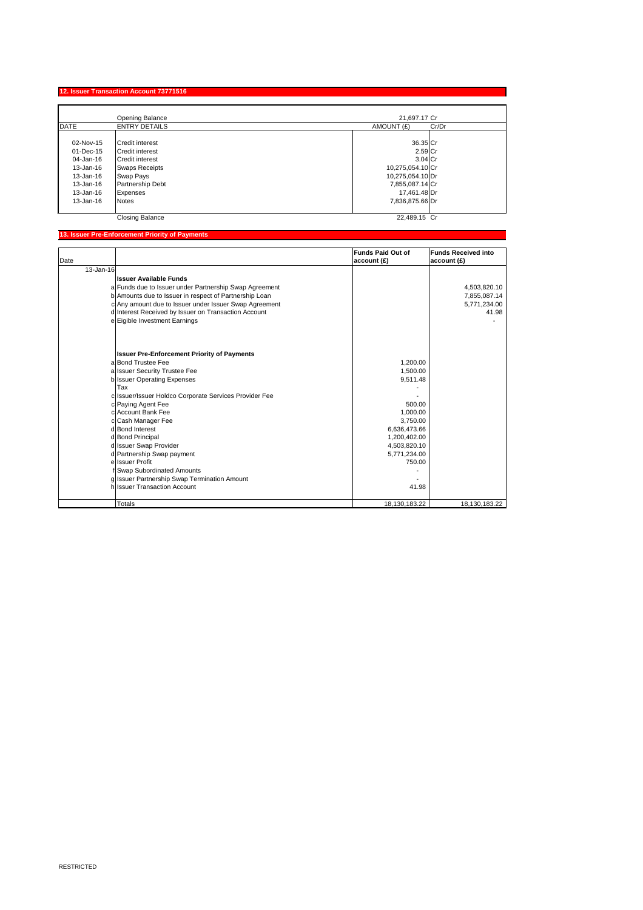## 12. Issuer Transaction Account 73771516

| DATE | ENTRY DETAILS | AMOUNT (£) | Cr/Dr |
|---|---|---|---|
| | Opening Balance | 21,697.17 | Cr |
| 02-Nov-15 | Credit interest | 36.35 | Cr |
| 01-Dec-15 | Credit interest | 2.59 | Cr |
| 04-Jan-16 | Credit interest | 3.04 | Cr |
| 13-Jan-16 | Swaps Receipts | 10,275,054.10 | Cr |
| 13-Jan-16 | Swap Pays | 10,275,054.10 | Dr |
| 13-Jan-16 | Partnership Debt | 7,855,087.14 | Cr |
| 13-Jan-16 | Expenses | 17,461.48 | Dr |
| 13-Jan-16 | Notes | 7,836,875.66 | Dr |
| | Closing Balance | 22,489.15 | Cr |

## 13. Issuer Pre-Enforcement Priority of Payments

| Date | | | Funds Paid Out of account (£) | Funds Received into account (£) |
|---|---|---|---|---|
| 13-Jan-16 | | | | |
| | | **Issuer Available Funds** | | |
| | a | Funds due to Issuer under Partnership Swap Agreement | | 4,503,820.10 |
| | b | Amounts due to Issuer in respect of Partnership Loan | | 7,855,087.14 |
| | c | Any amount due to Issuer under Issuer Swap Agreement | | 5,771,234.00 |
| | d | Interest Received by Issuer on Transaction Account | | 41.98 |
| | e | Eigible Investment Earnings | | - |
| | | **Issuer Pre-Enforcement Priority of Payments** | | |
| | a | Bond Trustee Fee | 1,200.00 | |
| | a | Issuer Security Trustee Fee | 1,500.00 | |
| | b | Issuer Operating Expenses | 9,511.48 | |
| | | Tax | - | |
| | c | Issuer/Issuer Holdco Corporate Services Provider Fee | - | |
| | c | Paying Agent Fee | 500.00 | |
| | c | Account Bank Fee | 1,000.00 | |
| | c | Cash Manager Fee | 3,750.00 | |
| | d | Bond Interest | 6,636,473.66 | |
| | d | Bond Principal | 1,200,402.00 | |
| | d | Issuer Swap Provider | 4,503,820.10 | |
| | d | Partnership Swap payment | 5,771,234.00 | |
| | e | Issuer Profit | 750.00 | |
| | f | Swap Subordinated Amounts | - | |
| | g | Issuer Partnership Swap Termination Amount | - | |
| | h | Issuer Transaction Account | 41.98 | |
| | | Totals | 18,130,183.22 | 18,130,183.22 |

RESTRICTED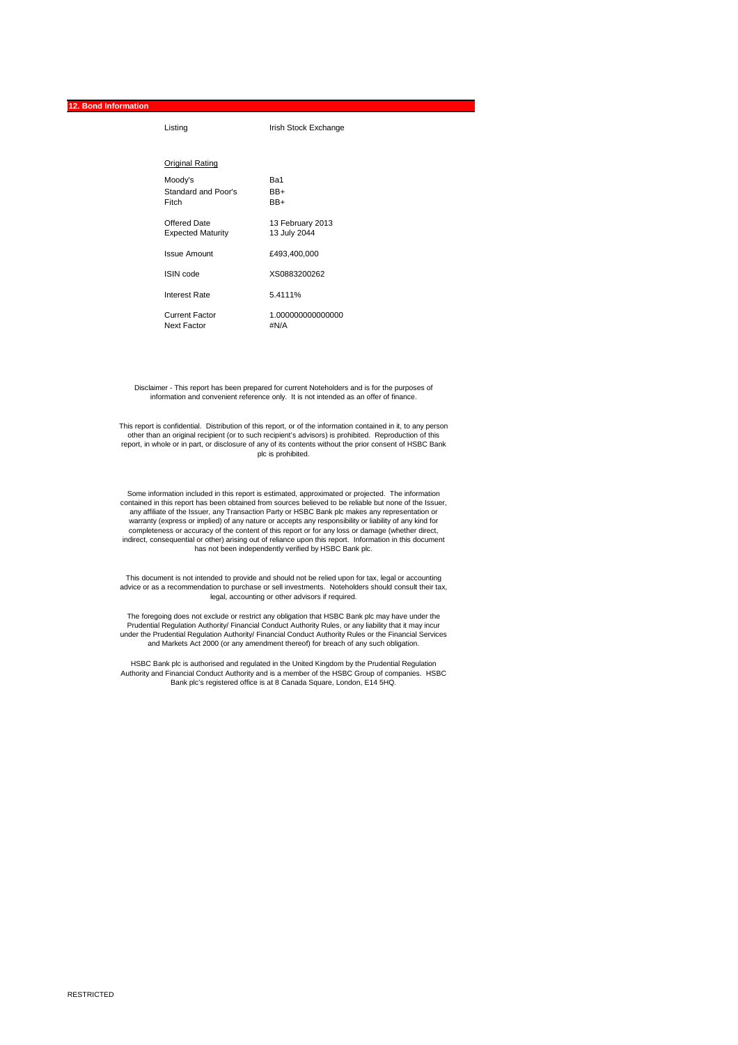## 12. Bond Information

| | |
|---|---|
| Listing | Irish Stock Exchange |

<u>Original Rating</u>

| | |
|---|---|
| Moody's | Ba1 |
| Standard and Poor's | BB+ |
| Fitch | BB+ |
| Offered Date | 13 February 2013 |
| Expected Maturity | 13 July 2044 |
| Issue Amount | £493,400,000 |
| ISIN code | XS0883200262 |
| Interest Rate | 5.4111% |
| Current Factor | 1.000000000000000 |
| Next Factor | #N/A |

Disclaimer - This report has been prepared for current Noteholders and is for the purposes of information and convenient reference only. It is not intended as an offer of finance.

This report is confidential. Distribution of this report, or of the information contained in it, to any person other than an original recipient (or to such recipient's advisors) is prohibited. Reproduction of this report, in whole or in part, or disclosure of any of its contents without the prior consent of HSBC Bank plc is prohibited.

Some information included in this report is estimated, approximated or projected. The information contained in this report has been obtained from sources believed to be reliable but none of the Issuer, any affiliate of the Issuer, any Transaction Party or HSBC Bank plc makes any representation or warranty (express or implied) of any nature or accepts any responsibility or liability of any kind for completeness or accuracy of the content of this report or for any loss or damage (whether direct, indirect, consequential or other) arising out of reliance upon this report. Information in this document has not been independently verified by HSBC Bank plc.

This document is not intended to provide and should not be relied upon for tax, legal or accounting advice or as a recommendation to purchase or sell investments. Noteholders should consult their tax, legal, accounting or other advisors if required.

The foregoing does not exclude or restrict any obligation that HSBC Bank plc may have under the Prudential Regulation Authority/ Financial Conduct Authority Rules, or any liability that it may incur under the Prudential Regulation Authority/ Financial Conduct Authority Rules or the Financial Services and Markets Act 2000 (or any amendment thereof) for breach of any such obligation.

HSBC Bank plc is authorised and regulated in the United Kingdom by the Prudential Regulation Authority and Financial Conduct Authority and is a member of the HSBC Group of companies. HSBC Bank plc's registered office is at 8 Canada Square, London, E14 5HQ.

RESTRICTED